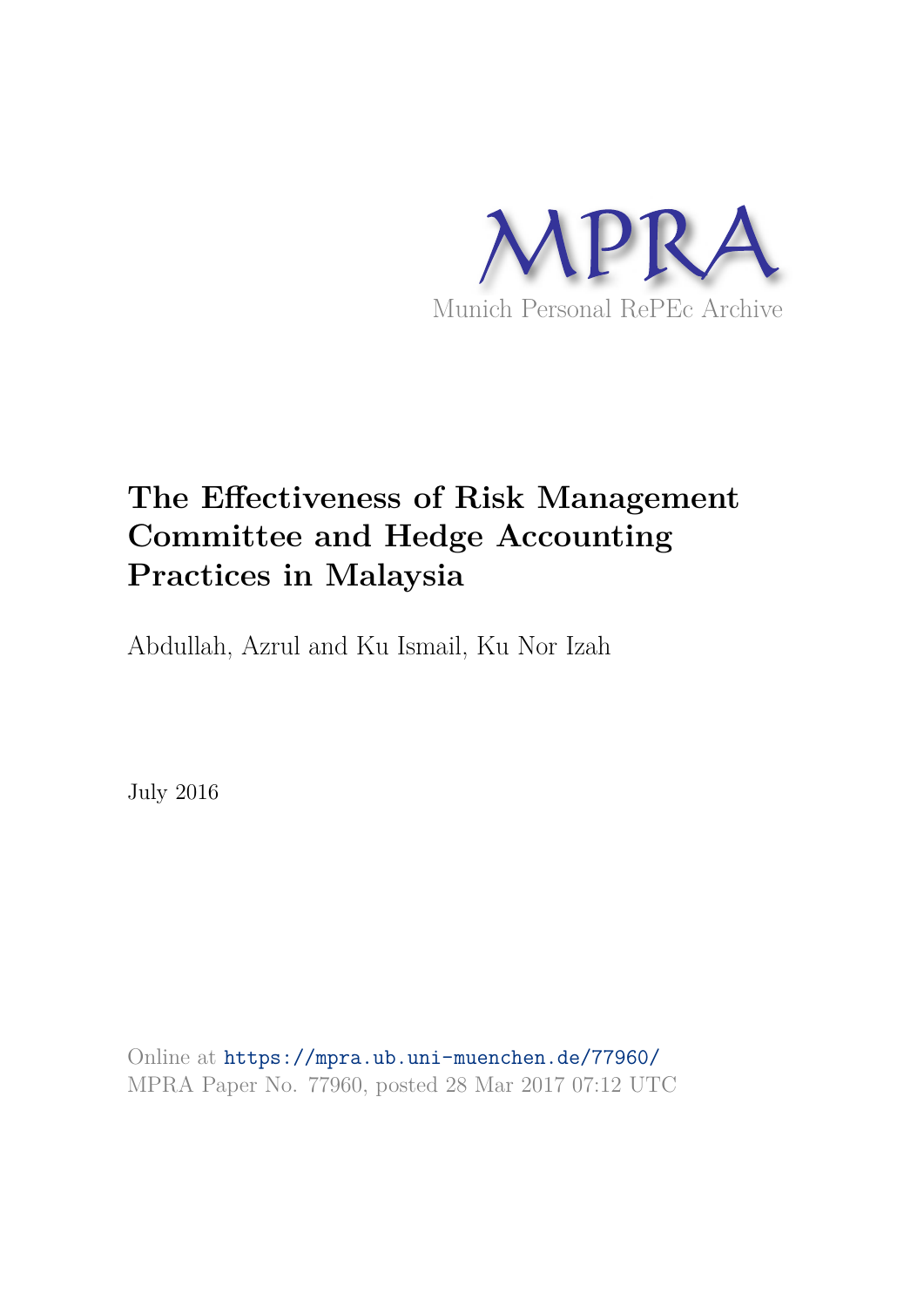MPRA

Munich Personal RePEc Archive

# The Effectiveness of Risk Management Committee and Hedge Accounting Practices in Malaysia

Abdullah, Azrul and Ku Ismail, Ku Nor Izah

July 2016

Online at https://mpra.ub.uni-muenchen.de/77960/
MPRA Paper No. 77960, posted 28 Mar 2017 07:12 UTC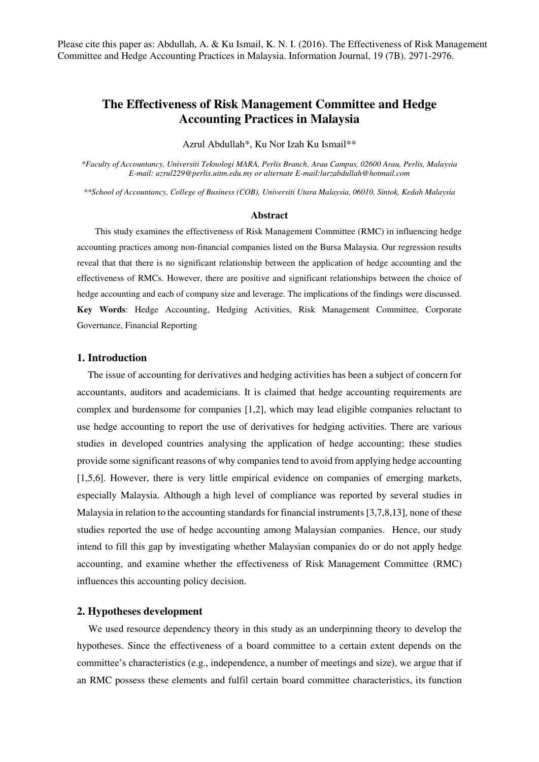Please cite this paper as: Abdullah, A. & Ku Ismail, K. N. I. (2016). The Effectiveness of Risk Management Committee and Hedge Accounting Practices in Malaysia. Information Journal, 19 (7B). 2971-2976.

# The Effectiveness of Risk Management Committee and Hedge Accounting Practices in Malaysia

Azrul Abdullah*, Ku Nor Izah Ku Ismail**

*\*Faculty of Accountancy, Universiti Teknologi MARA, Perlis Branch, Arau Campus, 02600 Arau, Perlis, Malaysia*
*E-mail: azrul229@perlis.uitm.edu.my or alternate E-mail:lurzabdullah@hotmail.com*

*\*\*School of Accountancy, College of Business (COB), Universiti Utara Malaysia, 06010, Sintok, Kedah Malaysia*

### Abstract

This study examines the effectiveness of Risk Management Committee (RMC) in influencing hedge accounting practices among non-financial companies listed on the Bursa Malaysia. Our regression results reveal that that there is no significant relationship between the application of hedge accounting and the effectiveness of RMCs. However, there are positive and significant relationships between the choice of hedge accounting and each of company size and leverage. The implications of the findings were discussed.

**Key Words**: Hedge Accounting, Hedging Activities, Risk Management Committee, Corporate Governance, Financial Reporting

## 1. Introduction

The issue of accounting for derivatives and hedging activities has been a subject of concern for accountants, auditors and academicians. It is claimed that hedge accounting requirements are complex and burdensome for companies [1,2], which may lead eligible companies reluctant to use hedge accounting to report the use of derivatives for hedging activities. There are various studies in developed countries analysing the application of hedge accounting; these studies provide some significant reasons of why companies tend to avoid from applying hedge accounting [1,5,6]. However, there is very little empirical evidence on companies of emerging markets, especially Malaysia. Although a high level of compliance was reported by several studies in Malaysia in relation to the accounting standards for financial instruments [3,7,8,13], none of these studies reported the use of hedge accounting among Malaysian companies. Hence, our study intend to fill this gap by investigating whether Malaysian companies do or do not apply hedge accounting, and examine whether the effectiveness of Risk Management Committee (RMC) influences this accounting policy decision.

## 2. Hypotheses development

We used resource dependency theory in this study as an underpinning theory to develop the hypotheses. Since the effectiveness of a board committee to a certain extent depends on the committee's characteristics (e.g., independence, a number of meetings and size), we argue that if an RMC possess these elements and fulfil certain board committee characteristics, its function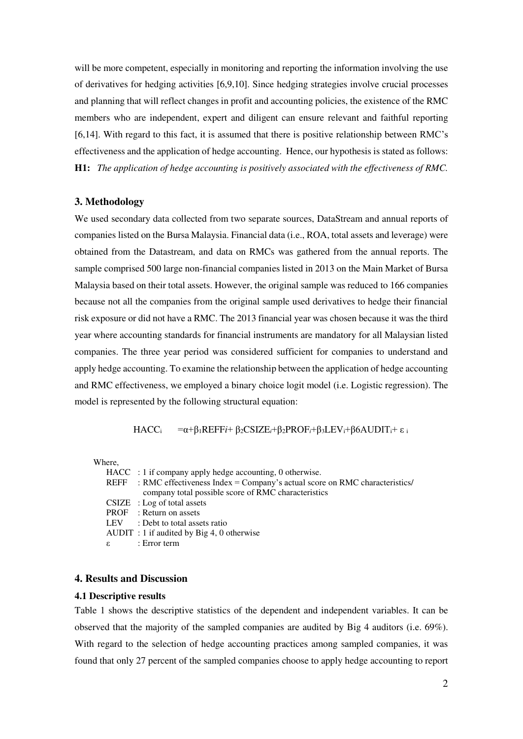will be more competent, especially in monitoring and reporting the information involving the use of derivatives for hedging activities [6,9,10]. Since hedging strategies involve crucial processes and planning that will reflect changes in profit and accounting policies, the existence of the RMC members who are independent, expert and diligent can ensure relevant and faithful reporting [6,14]. With regard to this fact, it is assumed that there is positive relationship between RMC's effectiveness and the application of hedge accounting. Hence, our hypothesis is stated as follows:

**H1:** *The application of hedge accounting is positively associated with the effectiveness of RMC.*

## 3. Methodology

We used secondary data collected from two separate sources, DataStream and annual reports of companies listed on the Bursa Malaysia. Financial data (i.e., ROA, total assets and leverage) were obtained from the Datastream, and data on RMCs was gathered from the annual reports. The sample comprised 500 large non-financial companies listed in 2013 on the Main Market of Bursa Malaysia based on their total assets. However, the original sample was reduced to 166 companies because not all the companies from the original sample used derivatives to hedge their financial risk exposure or did not have a RMC. The 2013 financial year was chosen because it was the third year where accounting standards for financial instruments are mandatory for all Malaysian listed companies. The three year period was considered sufficient for companies to understand and apply hedge accounting. To examine the relationship between the application of hedge accounting and RMC effectiveness, we employed a binary choice logit model (i.e. Logistic regression). The model is represented by the following structural equation:

$$HACC_i = \alpha + \beta_1 REFF_i + \beta_2 CSIZE_i + \beta_2 PROF_i + \beta_3 LEV_i + \beta 6 AUDIT_i + \varepsilon_i$$

Where,

- HACC : 1 if company apply hedge accounting, 0 otherwise.
- REFF : RMC effectiveness Index = Company's actual score on RMC characteristics/ company total possible score of RMC characteristics
- CSIZE : Log of total assets
- PROF : Return on assets
- LEV : Debt to total assets ratio
- AUDIT : 1 if audited by Big 4, 0 otherwise
- $\varepsilon$ : Error term

## 4. Results and Discussion

### 4.1 Descriptive results

Table 1 shows the descriptive statistics of the dependent and independent variables. It can be observed that the majority of the sampled companies are audited by Big 4 auditors (i.e. 69%). With regard to the selection of hedge accounting practices among sampled companies, it was found that only 27 percent of the sampled companies choose to apply hedge accounting to report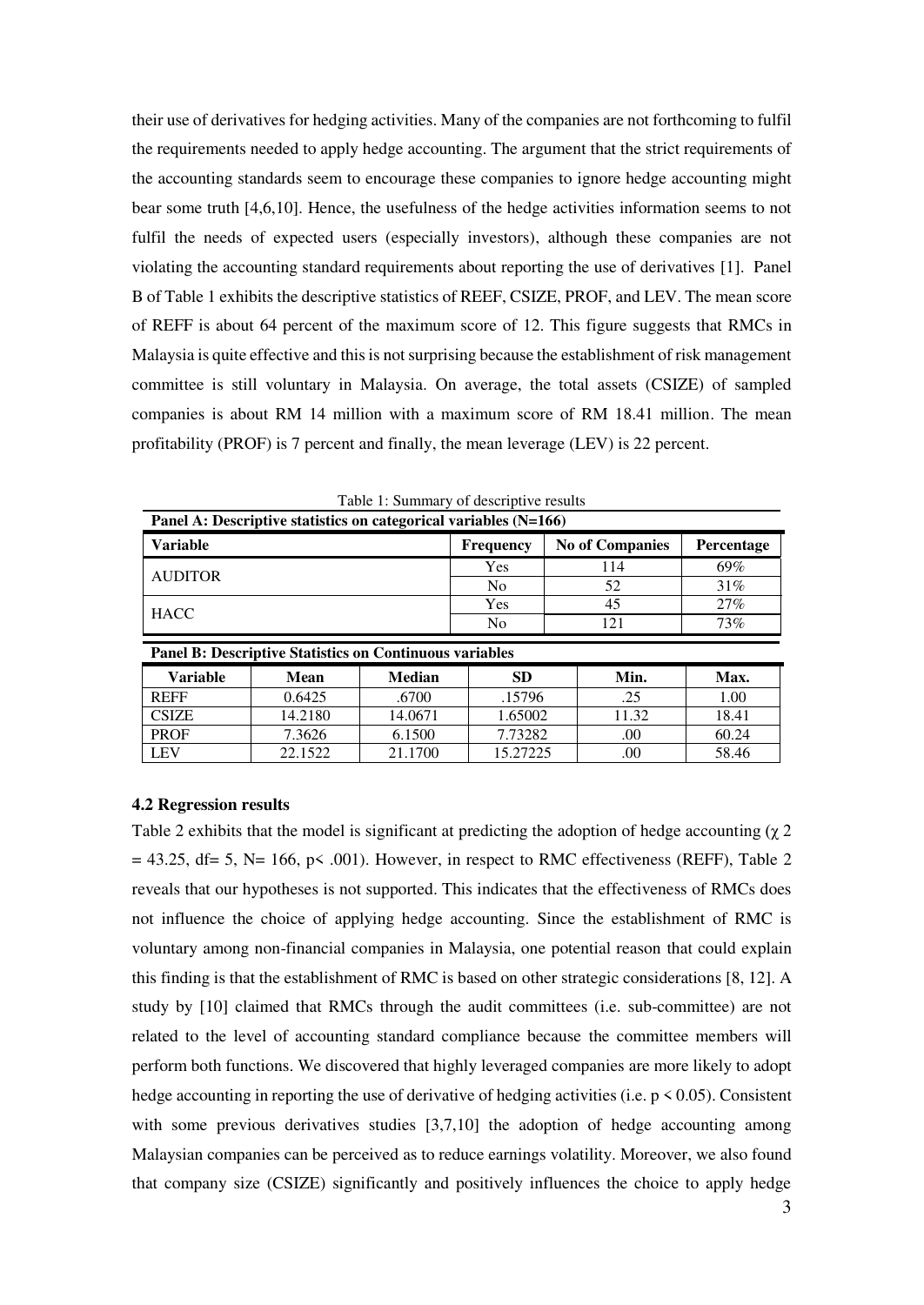their use of derivatives for hedging activities. Many of the companies are not forthcoming to fulfil the requirements needed to apply hedge accounting. The argument that the strict requirements of the accounting standards seem to encourage these companies to ignore hedge accounting might bear some truth [4,6,10]. Hence, the usefulness of the hedge activities information seems to not fulfil the needs of expected users (especially investors), although these companies are not violating the accounting standard requirements about reporting the use of derivatives [1]. Panel B of Table 1 exhibits the descriptive statistics of REEF, CSIZE, PROF, and LEV. The mean score of REFF is about 64 percent of the maximum score of 12. This figure suggests that RMCs in Malaysia is quite effective and this is not surprising because the establishment of risk management committee is still voluntary in Malaysia. On average, the total assets (CSIZE) of sampled companies is about RM 14 million with a maximum score of RM 18.41 million. The mean profitability (PROF) is 7 percent and finally, the mean leverage (LEV) is 22 percent.

Table 1: Summary of descriptive results

**Panel A: Descriptive statistics on categorical variables (N=166)**

| Variable | Frequency | No of Companies | Percentage |
|---|---|---|---|
| AUDITOR | Yes | 114 | 69% |
| | No | 52 | 31% |
| HACC | Yes | 45 | 27% |
| | No | 121 | 73% |

**Panel B: Descriptive Statistics on Continuous variables**

| Variable | Mean | Median | SD | Min. | Max. |
|---|---|---|---|---|---|
| REFF | 0.6425 | .6700 | .15796 | .25 | 1.00 |
| CSIZE | 14.2180 | 14.0671 | 1.65002 | 11.32 | 18.41 |
| PROF | 7.3626 | 6.1500 | 7.73282 | .00 | 60.24 |
| LEV | 22.1522 | 21.1700 | 15.27225 | .00 | 58.46 |

### 4.2 Regression results

Table 2 exhibits that the model is significant at predicting the adoption of hedge accounting ($\chi^2 = 43.25$, df= 5, N= 166, $p < .001$). However, in respect to RMC effectiveness (REFF), Table 2 reveals that our hypotheses is not supported. This indicates that the effectiveness of RMCs does not influence the choice of applying hedge accounting. Since the establishment of RMC is voluntary among non-financial companies in Malaysia, one potential reason that could explain this finding is that the establishment of RMC is based on other strategic considerations [8, 12]. A study by [10] claimed that RMCs through the audit committees (i.e. sub-committee) are not related to the level of accounting standard compliance because the committee members will perform both functions. We discovered that highly leveraged companies are more likely to adopt hedge accounting in reporting the use of derivative of hedging activities (i.e. $p < 0.05$). Consistent with some previous derivatives studies [3,7,10] the adoption of hedge accounting among Malaysian companies can be perceived as to reduce earnings volatility. Moreover, we also found that company size (CSIZE) significantly and positively influences the choice to apply hedge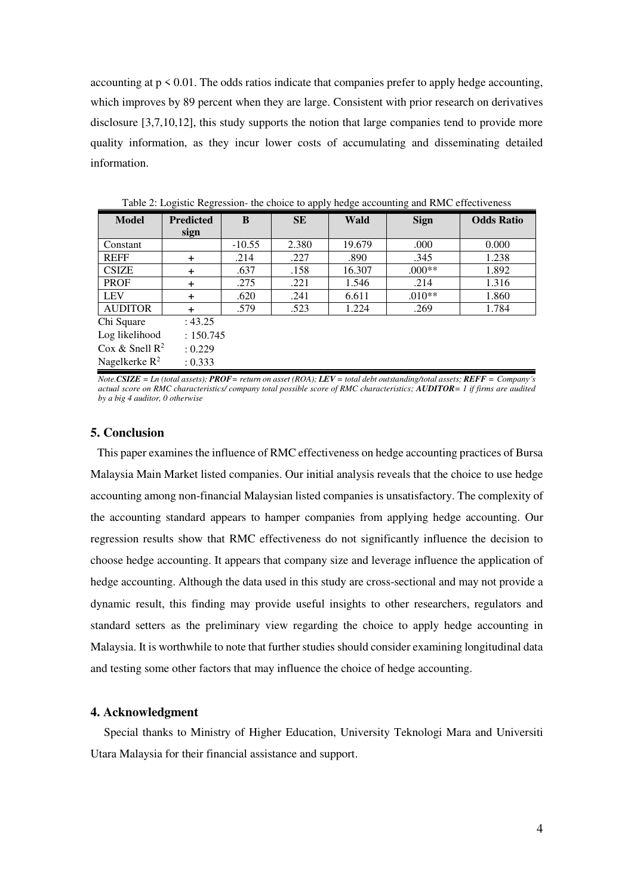accounting at $p < 0.01$. The odds ratios indicate that companies prefer to apply hedge accounting, which improves by 89 percent when they are large. Consistent with prior research on derivatives disclosure [3,7,10,12], this study supports the notion that large companies tend to provide more quality information, as they incur lower costs of accumulating and disseminating detailed information.

Table 2: Logistic Regression- the choice to apply hedge accounting and RMC effectiveness

| Model | Predicted sign | B | SE | Wald | Sign | Odds Ratio |
|---|---|---|---|---|---|---|
| Constant | | -10.55 | 2.380 | 19.679 | .000 | 0.000 |
| REFF | + | .214 | .227 | .890 | .345 | 1.238 |
| CSIZE | + | .637 | .158 | 16.307 | .000** | 1.892 |
| PROF | + | .275 | .221 | 1.546 | .214 | 1.316 |
| LEV | + | .620 | .241 | 6.611 | .010** | 1.860 |
| AUDITOR | + | .579 | .523 | 1.224 | .269 | 1.784 |
| Chi Square | : 43.25 | | | | | |
| Log likelihood | : 150.745 | | | | | |
| Cox & Snell $R^2$ | : 0.229 | | | | | |
| Nagelkerke $R^2$ | : 0.333 | | | | | |

*Note.**CSIZE** = Ln (total assets); **PROF**= return on asset (ROA); **LEV** = total debt outstanding/total assets; **REFF** = Company's actual score on RMC characteristics/ company total possible score of RMC characteristics; **AUDITOR**= 1 if firms are audited by a big 4 auditor, 0 otherwise*

## 5. Conclusion

This paper examines the influence of RMC effectiveness on hedge accounting practices of Bursa Malaysia Main Market listed companies. Our initial analysis reveals that the choice to use hedge accounting among non-financial Malaysian listed companies is unsatisfactory. The complexity of the accounting standard appears to hamper companies from applying hedge accounting. Our regression results show that RMC effectiveness do not significantly influence the decision to choose hedge accounting. It appears that company size and leverage influence the application of hedge accounting. Although the data used in this study are cross-sectional and may not provide a dynamic result, this finding may provide useful insights to other researchers, regulators and standard setters as the preliminary view regarding the choice to apply hedge accounting in Malaysia. It is worthwhile to note that further studies should consider examining longitudinal data and testing some other factors that may influence the choice of hedge accounting.

## 4. Acknowledgment

Special thanks to Ministry of Higher Education, University Teknologi Mara and Universiti Utara Malaysia for their financial assistance and support.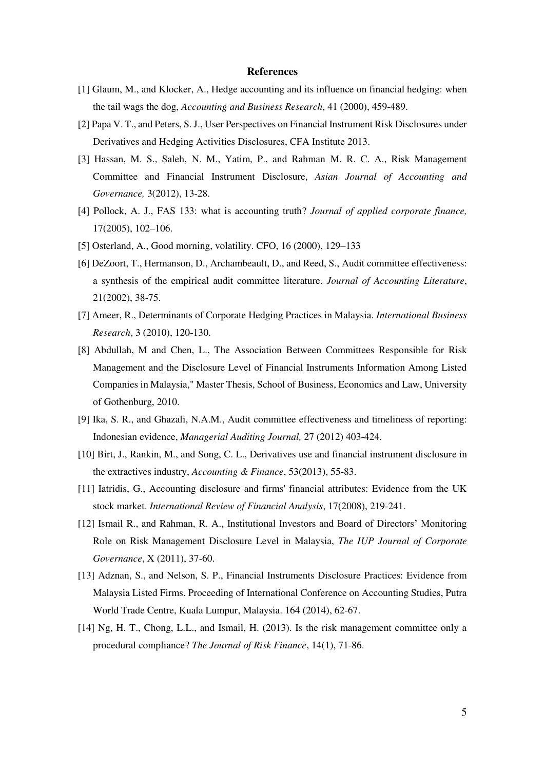## References

[1] Glaum, M., and Klocker, A., Hedge accounting and its influence on financial hedging: when the tail wags the dog, *Accounting and Business Research*, 41 (2000), 459-489.

[2] Papa V. T., and Peters, S. J., User Perspectives on Financial Instrument Risk Disclosures under Derivatives and Hedging Activities Disclosures, CFA Institute 2013.

[3] Hassan, M. S., Saleh, N. M., Yatim, P., and Rahman M. R. C. A., Risk Management Committee and Financial Instrument Disclosure, *Asian Journal of Accounting and Governance,* 3(2012), 13-28.

[4] Pollock, A. J., FAS 133: what is accounting truth? *Journal of applied corporate finance,* 17(2005), 102–106.

[5] Osterland, A., Good morning, volatility. CFO, 16 (2000), 129–133

[6] DeZoort, T., Hermanson, D., Archambeault, D., and Reed, S., Audit committee effectiveness: a synthesis of the empirical audit committee literature. *Journal of Accounting Literature*, 21(2002), 38-75.

[7] Ameer, R., Determinants of Corporate Hedging Practices in Malaysia. *International Business Research*, 3 (2010), 120-130.

[8] Abdullah, M and Chen, L., The Association Between Committees Responsible for Risk Management and the Disclosure Level of Financial Instruments Information Among Listed Companies in Malaysia," Master Thesis, School of Business, Economics and Law, University of Gothenburg, 2010.

[9] Ika, S. R., and Ghazali, N.A.M., Audit committee effectiveness and timeliness of reporting: Indonesian evidence, *Managerial Auditing Journal,* 27 (2012) 403-424.

[10] Birt, J., Rankin, M., and Song, C. L., Derivatives use and financial instrument disclosure in the extractives industry, *Accounting & Finance*, 53(2013), 55-83.

[11] Iatridis, G., Accounting disclosure and firms' financial attributes: Evidence from the UK stock market. *International Review of Financial Analysis*, 17(2008), 219-241.

[12] Ismail R., and Rahman, R. A., Institutional Investors and Board of Directors' Monitoring Role on Risk Management Disclosure Level in Malaysia, *The IUP Journal of Corporate Governance*, X (2011), 37-60.

[13] Adznan, S., and Nelson, S. P., Financial Instruments Disclosure Practices: Evidence from Malaysia Listed Firms. Proceeding of International Conference on Accounting Studies, Putra World Trade Centre, Kuala Lumpur, Malaysia. 164 (2014), 62-67.

[14] Ng, H. T., Chong, L.L., and Ismail, H. (2013). Is the risk management committee only a procedural compliance? *The Journal of Risk Finance*, 14(1), 71-86.